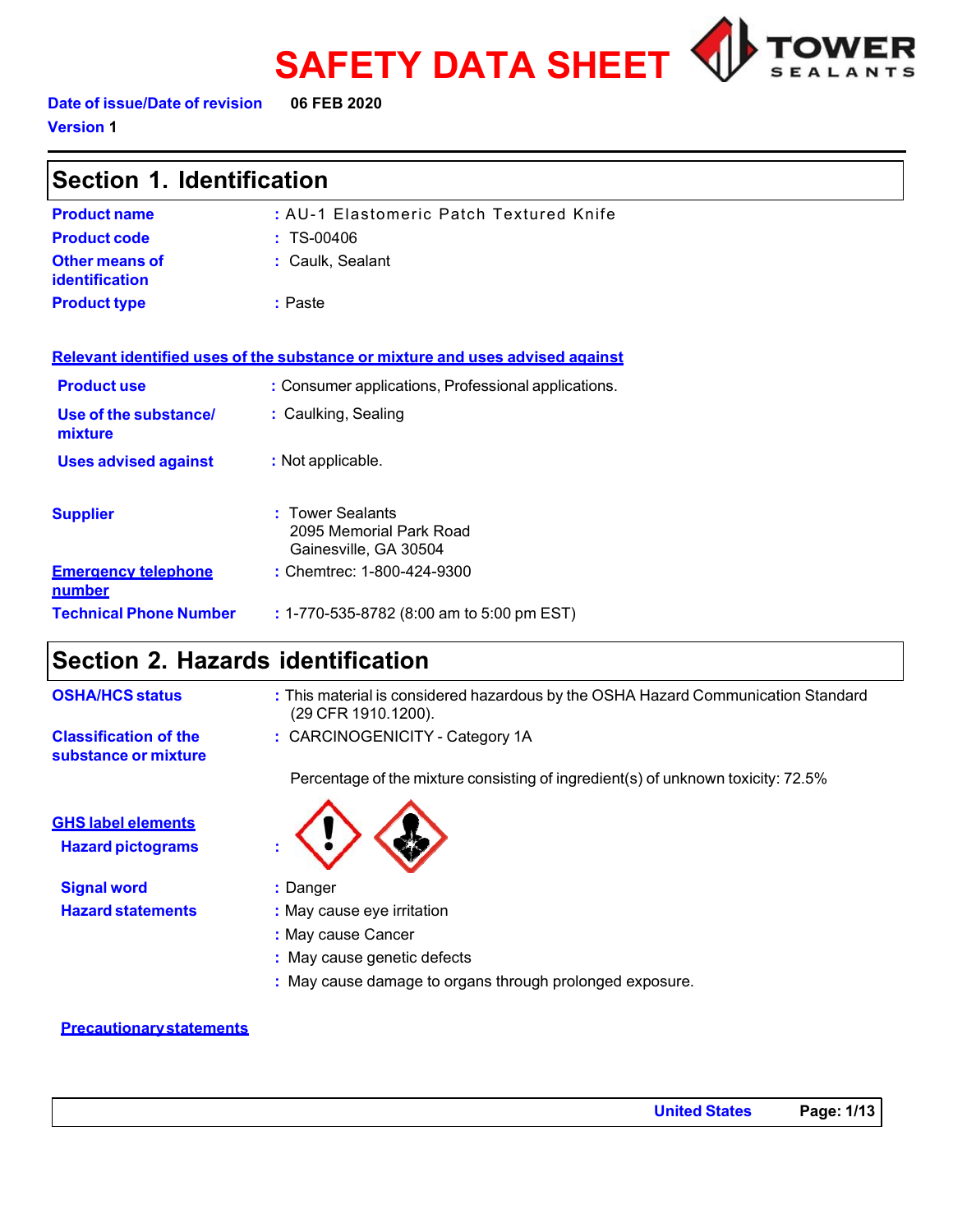# SAFETY DATA SHEET

**Date of issue/Date of revision** 06 FEB 2020

**Version** 1

## Section 1. Identification

| | |
|---|---|
| **Product name** | : AU-1 Elastomeric Patch Textured Knife |
| **Product code** | : TS-00406 |
| **Other means of identification** | : Caulk, Sealant |
| **Product type** | : Paste |

### Relevant identified uses of the substance or mixture and uses advised against

| | |
|---|---|
| **Product use** | : Consumer applications, Professional applications. |
| **Use of the substance/ mixture** | : Caulking, Sealing |
| **Uses advised against** | : Not applicable. |

| | |
|---|---|
| **Supplier** | : Tower Sealants<br>2095 Memorial Park Road<br>Gainesville, GA 30504 |
| **Emergency telephone number** | : Chemtrec: 1-800-424-9300 |
| **Technical Phone Number** | : 1-770-535-8782 (8:00 am to 5:00 pm EST) |

## Section 2. Hazards identification

| | |
|---|---|
| **OSHA/HCS status** | : This material is considered hazardous by the OSHA Hazard Communication Standard (29 CFR 1910.1200). |
| **Classification of the substance or mixture** | : CARCINOGENICITY - Category 1A |

Percentage of the mixture consisting of ingredient(s) of unknown toxicity: 72.5%

### GHS label elements

**Hazard pictograms** :

**Signal word** : Danger

**Hazard statements** : May cause eye irritation
: May cause Cancer
: May cause genetic defects
: May cause damage to organs through prolonged exposure.

### Precautionary statements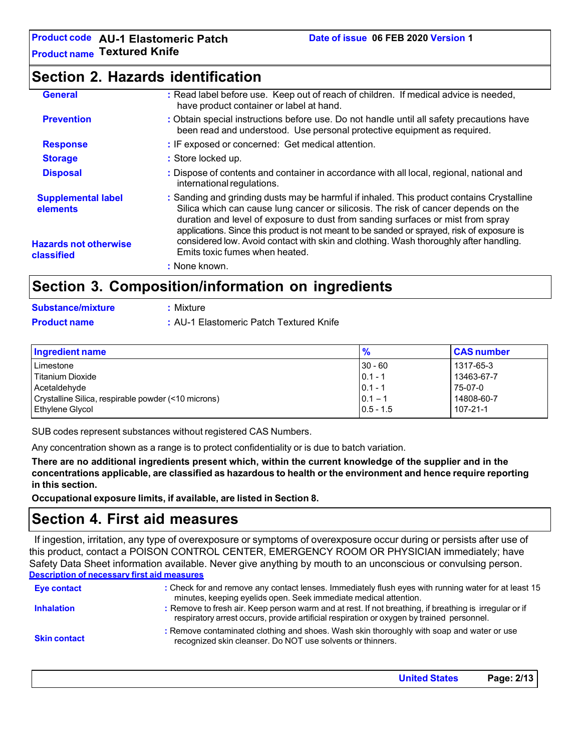## Section 2. Hazards identification

**General** : Read label before use. Keep out of reach of children. If medical advice is needed, have product container or label at hand.

**Prevention** : Obtain special instructions before use. Do not handle until all safety precautions have been read and understood. Use personal protective equipment as required.

**Response** : IF exposed or concerned: Get medical attention.

**Storage** : Store locked up.

**Disposal** : Dispose of contents and container in accordance with all local, regional, national and international regulations.

**Supplemental label elements** : Sanding and grinding dusts may be harmful if inhaled. This product contains Crystalline Silica which can cause lung cancer or silicosis. The risk of cancer depends on the duration and level of exposure to dust from sanding surfaces or mist from spray applications. Since this product is not meant to be sanded or sprayed, risk of exposure is considered low. Avoid contact with skin and clothing. Wash thoroughly after handling. Emits toxic fumes when heated.

**Hazards not otherwise classified** : None known.

## Section 3. Composition/information on ingredients

**Substance/mixture** : Mixture

**Product name** : AU-1 Elastomeric Patch Textured Knife

| Ingredient name | % | CAS number |
|---|---|---|
| Limestone | 30 - 60 | 1317-65-3 |
| Titanium Dioxide | 0.1 - 1 | 13463-67-7 |
| Acetaldehyde | 0.1 - 1 | 75-07-0 |
| Crystalline Silica, respirable powder (<10 microns) | 0.1 – 1 | 14808-60-7 |
| Ethylene Glycol | 0.5 - 1.5 | 107-21-1 |

SUB codes represent substances without registered CAS Numbers.

Any concentration shown as a range is to protect confidentiality or is due to batch variation.

**There are no additional ingredients present which, within the current knowledge of the supplier and in the concentrations applicable, are classified as hazardous to health or the environment and hence require reporting in this section.**

**Occupational exposure limits, if available, are listed in Section 8.**

## Section 4. First aid measures

If ingestion, irritation, any type of overexposure or symptoms of overexposure occur during or persists after use of this product, contact a POISON CONTROL CENTER, EMERGENCY ROOM OR PHYSICIAN immediately; have Safety Data Sheet information available. Never give anything by mouth to an unconscious or convulsing person.

**Description of necessary first aid measures**

**Eye contact** : Check for and remove any contact lenses. Immediately flush eyes with running water for at least 15 minutes, keeping eyelids open. Seek immediate medical attention.

**Inhalation** : Remove to fresh air. Keep person warm and at rest. If not breathing, if breathing is irregular or if respiratory arrest occurs, provide artificial respiration or oxygen by trained personnel.

**Skin contact** : Remove contaminated clothing and shoes. Wash skin thoroughly with soap and water or use recognized skin cleanser. Do NOT use solvents or thinners.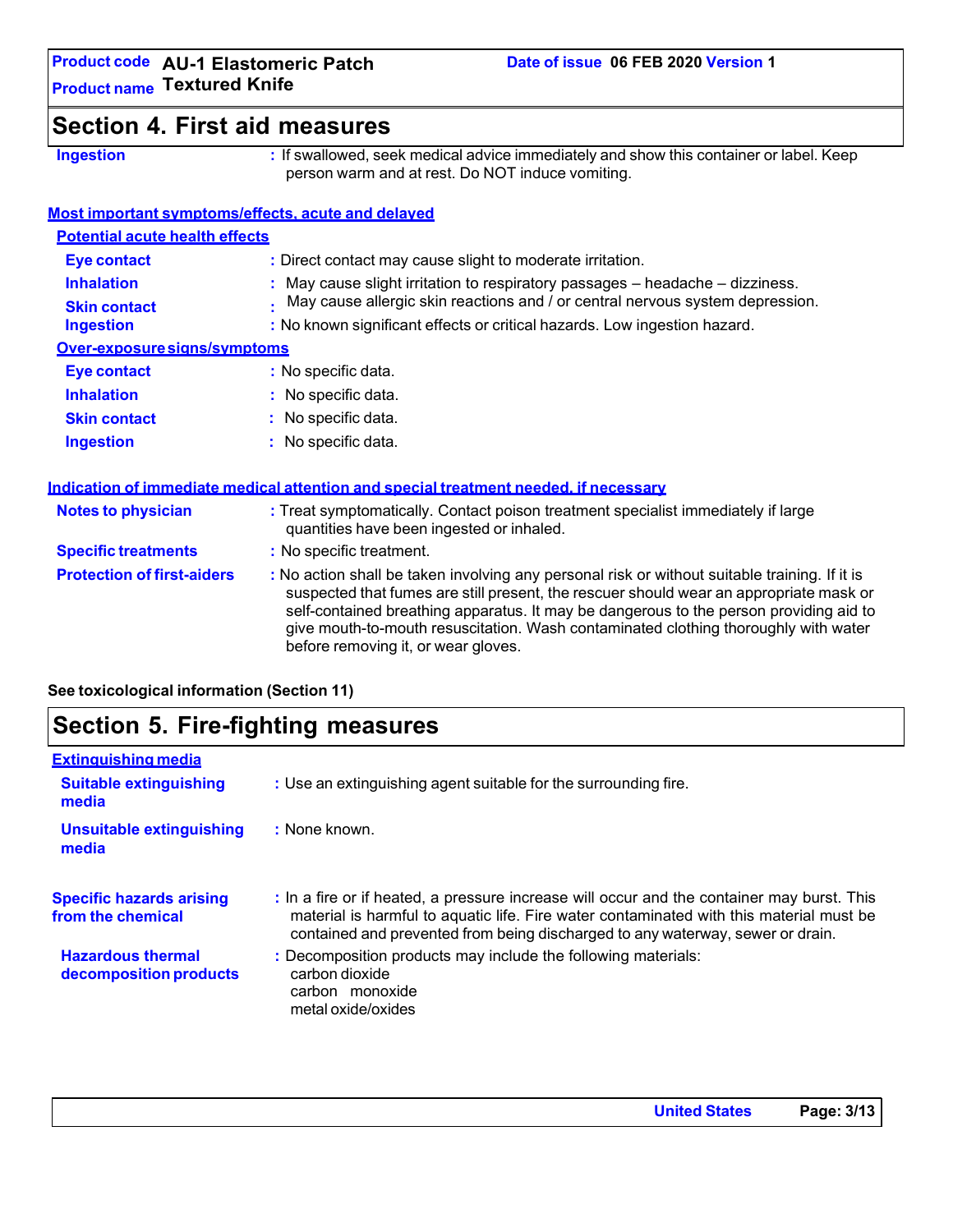## Section 4. First aid measures

**Ingestion** : If swallowed, seek medical advice immediately and show this container or label. Keep person warm and at rest. Do NOT induce vomiting.

### Most important symptoms/effects, acute and delayed

#### Potential acute health effects

**Eye contact** : Direct contact may cause slight to moderate irritation.

**Inhalation** : May cause slight irritation to respiratory passages – headache – dizziness.

**Skin contact** : May cause allergic skin reactions and / or central nervous system depression.

**Ingestion** : No known significant effects or critical hazards. Low ingestion hazard.

#### Over-exposure signs/symptoms

**Eye contact** : No specific data.

**Inhalation** : No specific data.

**Skin contact** : No specific data.

**Ingestion** : No specific data.

### Indication of immediate medical attention and special treatment needed, if necessary

**Notes to physician** : Treat symptomatically. Contact poison treatment specialist immediately if large quantities have been ingested or inhaled.

**Specific treatments** : No specific treatment.

**Protection of first-aiders** : No action shall be taken involving any personal risk or without suitable training. If it is suspected that fumes are still present, the rescuer should wear an appropriate mask or self-contained breathing apparatus. It may be dangerous to the person providing aid to give mouth-to-mouth resuscitation. Wash contaminated clothing thoroughly with water before removing it, or wear gloves.

**See toxicological information (Section 11)**

## Section 5. Fire-fighting measures

### Extinguishing media

**Suitable extinguishing media** : Use an extinguishing agent suitable for the surrounding fire.

**Unsuitable extinguishing media** : None known.

**Specific hazards arising from the chemical** : In a fire or if heated, a pressure increase will occur and the container may burst. This material is harmful to aquatic life. Fire water contaminated with this material must be contained and prevented from being discharged to any waterway, sewer or drain.

**Hazardous thermal decomposition products** : Decomposition products may include the following materials:
carbon dioxide
carbon monoxide
metal oxide/oxides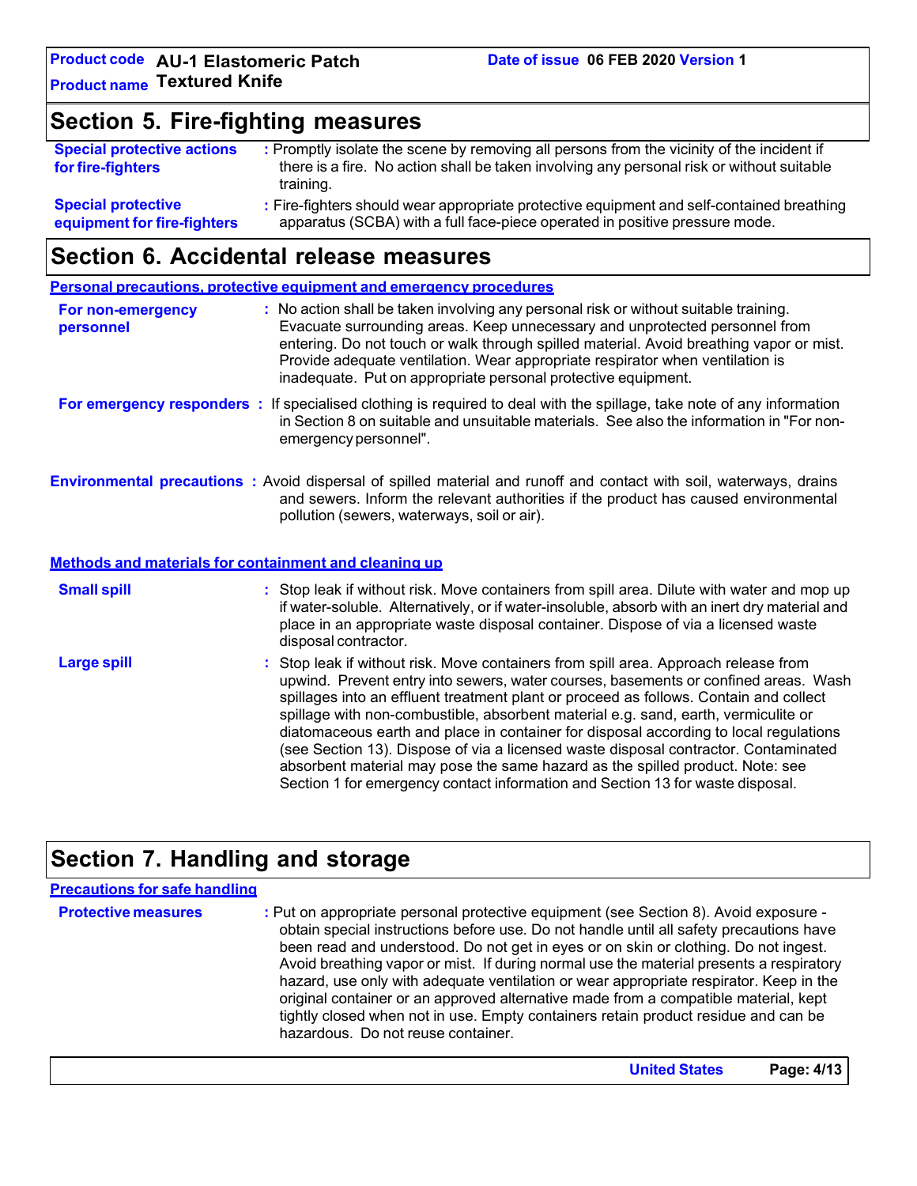## Section 5. Fire-fighting measures

**Special protective actions for fire-fighters** : Promptly isolate the scene by removing all persons from the vicinity of the incident if there is a fire. No action shall be taken involving any personal risk or without suitable training.

**Special protective equipment for fire-fighters** : Fire-fighters should wear appropriate protective equipment and self-contained breathing apparatus (SCBA) with a full face-piece operated in positive pressure mode.

## Section 6. Accidental release measures

### Personal precautions, protective equipment and emergency procedures

**For non-emergency personnel** : No action shall be taken involving any personal risk or without suitable training. Evacuate surrounding areas. Keep unnecessary and unprotected personnel from entering. Do not touch or walk through spilled material. Avoid breathing vapor or mist. Provide adequate ventilation. Wear appropriate respirator when ventilation is inadequate. Put on appropriate personal protective equipment.

**For emergency responders** : If specialised clothing is required to deal with the spillage, take note of any information in Section 8 on suitable and unsuitable materials. See also the information in "For non-emergency personnel".

**Environmental precautions** : Avoid dispersal of spilled material and runoff and contact with soil, waterways, drains and sewers. Inform the relevant authorities if the product has caused environmental pollution (sewers, waterways, soil or air).

### Methods and materials for containment and cleaning up

**Small spill** : Stop leak if without risk. Move containers from spill area. Dilute with water and mop up if water-soluble. Alternatively, or if water-insoluble, absorb with an inert dry material and place in an appropriate waste disposal container. Dispose of via a licensed waste disposal contractor.

**Large spill** : Stop leak if without risk. Move containers from spill area. Approach release from upwind. Prevent entry into sewers, water courses, basements or confined areas. Wash spillages into an effluent treatment plant or proceed as follows. Contain and collect spillage with non-combustible, absorbent material e.g. sand, earth, vermiculite or diatomaceous earth and place in container for disposal according to local regulations (see Section 13). Dispose of via a licensed waste disposal contractor. Contaminated absorbent material may pose the same hazard as the spilled product. Note: see Section 1 for emergency contact information and Section 13 for waste disposal.

## Section 7. Handling and storage

### Precautions for safe handling

**Protective measures** : Put on appropriate personal protective equipment (see Section 8). Avoid exposure - obtain special instructions before use. Do not handle until all safety precautions have been read and understood. Do not get in eyes or on skin or clothing. Do not ingest. Avoid breathing vapor or mist. If during normal use the material presents a respiratory hazard, use only with adequate ventilation or wear appropriate respirator. Keep in the original container or an approved alternative made from a compatible material, kept tightly closed when not in use. Empty containers retain product residue and can be hazardous. Do not reuse container.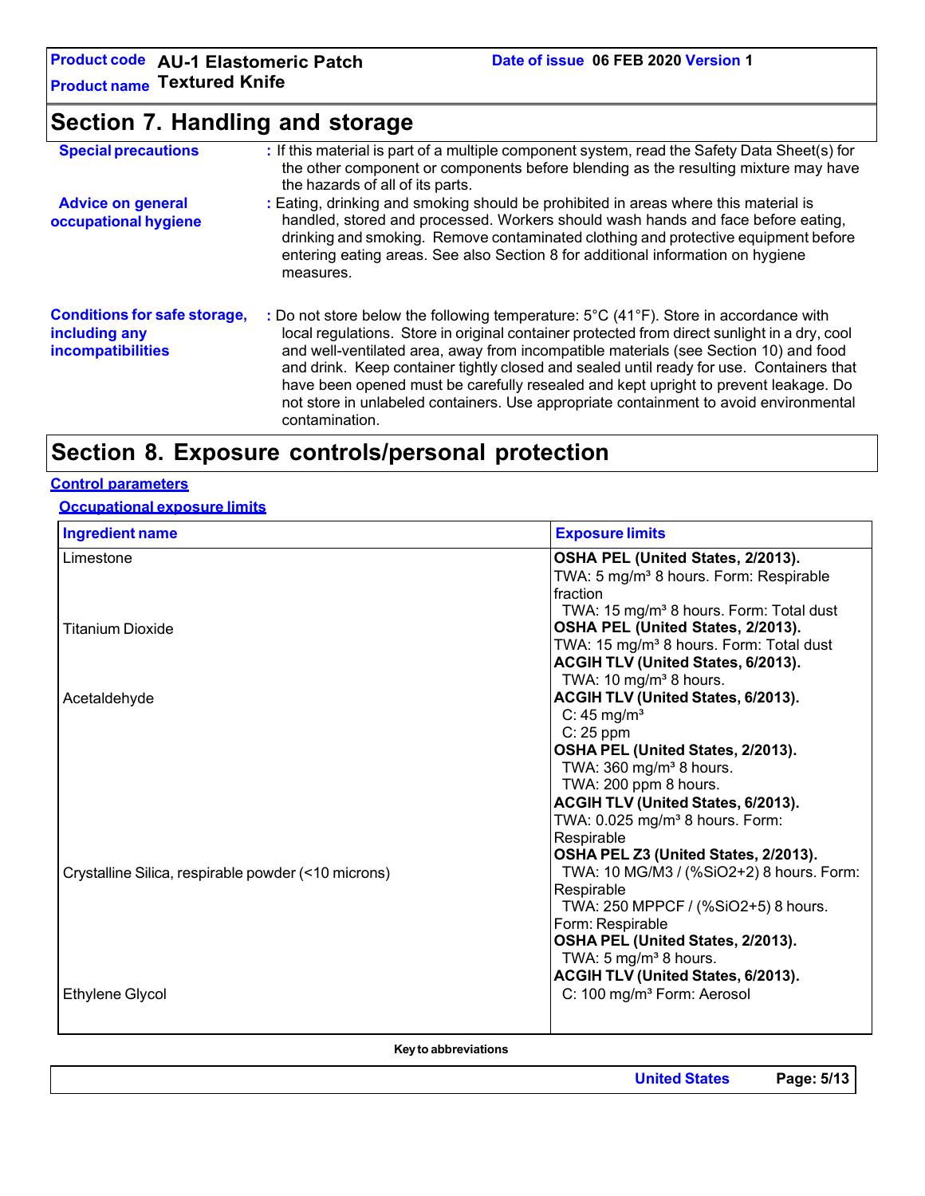## Section 7. Handling and storage

**Special precautions** : If this material is part of a multiple component system, read the Safety Data Sheet(s) for the other component or components before blending as the resulting mixture may have the hazards of all of its parts.

**Advice on general occupational hygiene** : Eating, drinking and smoking should be prohibited in areas where this material is handled, stored and processed. Workers should wash hands and face before eating, drinking and smoking. Remove contaminated clothing and protective equipment before entering eating areas. See also Section 8 for additional information on hygiene measures.

**Conditions for safe storage, including any incompatibilities** : Do not store below the following temperature: 5°C (41°F). Store in accordance with local regulations. Store in original container protected from direct sunlight in a dry, cool and well-ventilated area, away from incompatible materials (see Section 10) and food and drink. Keep container tightly closed and sealed until ready for use. Containers that have been opened must be carefully resealed and kept upright to prevent leakage. Do not store in unlabeled containers. Use appropriate containment to avoid environmental contamination.

## Section 8. Exposure controls/personal protection

### Control parameters

#### Occupational exposure limits

| Ingredient name | Exposure limits |
|---|---|
| Limestone | **OSHA PEL (United States, 2/2013).**<br>TWA: 5 mg/m³ 8 hours. Form: Respirable fraction<br>TWA: 15 mg/m³ 8 hours. Form: Total dust |
| Titanium Dioxide | **OSHA PEL (United States, 2/2013).**<br>TWA: 15 mg/m³ 8 hours. Form: Total dust<br>**ACGIH TLV (United States, 6/2013).**<br>TWA: 10 mg/m³ 8 hours. |
| Acetaldehyde | **ACGIH TLV (United States, 6/2013).**<br>C: 45 mg/m³<br>C: 25 ppm<br>**OSHA PEL (United States, 2/2013).**<br>TWA: 360 mg/m³ 8 hours.<br>TWA: 200 ppm 8 hours. |
| Crystalline Silica, respirable powder (<10 microns) | **ACGIH TLV (United States, 6/2013).**<br>TWA: 0.025 mg/m³ 8 hours. Form: Respirable<br>**OSHA PEL Z3 (United States, 2/2013).**<br>TWA: 10 MG/M3 / (%SiO2+2) 8 hours. Form: Respirable<br>TWA: 250 MPPCF / (%SiO2+5) 8 hours. Form: Respirable<br>**OSHA PEL (United States, 2/2013).**<br>TWA: 5 mg/m³ 8 hours. |
| Ethylene Glycol | **ACGIH TLV (United States, 6/2013).**<br>C: 100 mg/m³ Form: Aerosol |

**Key to abbreviations**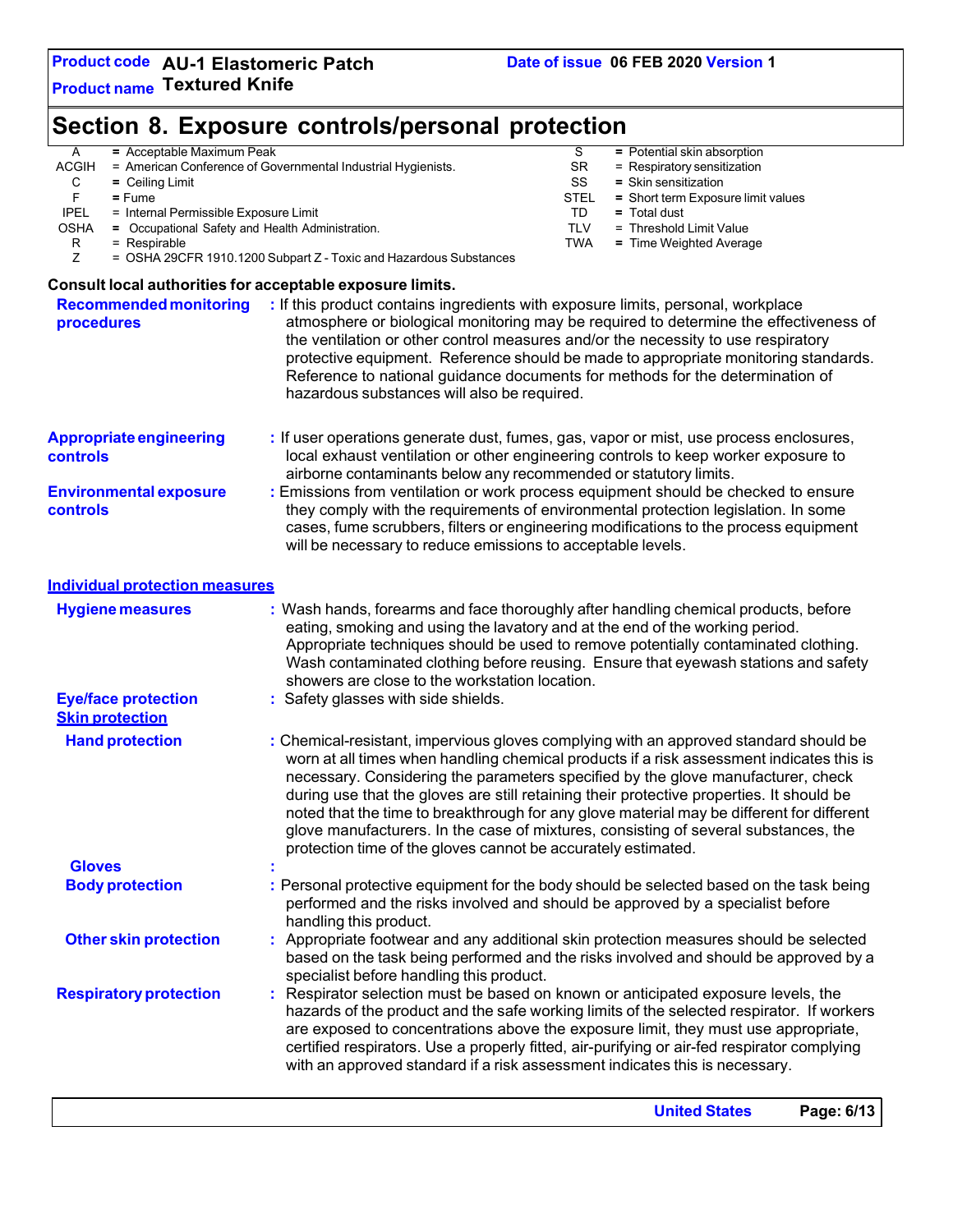## Section 8. Exposure controls/personal protection

| | | | |
|---|---|---|---|
| A | = Acceptable Maximum Peak | S | = Potential skin absorption |
| ACGIH | = American Conference of Governmental Industrial Hygienists. | SR | = Respiratory sensitization |
| C | = Ceiling Limit | SS | = Skin sensitization |
| F | = Fume | STEL | = Short term Exposure limit values |
| IPEL | = Internal Permissible Exposure Limit | TD | = Total dust |
| OSHA | = Occupational Safety and Health Administration. | TLV | = Threshold Limit Value |
| R | = Respirable | TWA | = Time Weighted Average |
| Z | = OSHA 29CFR 1910.1200 Subpart Z - Toxic and Hazardous Substances | | |

**Consult local authorities for acceptable exposure limits.**

**Recommended monitoring procedures** : If this product contains ingredients with exposure limits, personal, workplace atmosphere or biological monitoring may be required to determine the effectiveness of the ventilation or other control measures and/or the necessity to use respiratory protective equipment. Reference should be made to appropriate monitoring standards. Reference to national guidance documents for methods for the determination of hazardous substances will also be required.

**Appropriate engineering controls** : If user operations generate dust, fumes, gas, vapor or mist, use process enclosures, local exhaust ventilation or other engineering controls to keep worker exposure to airborne contaminants below any recommended or statutory limits.

**Environmental exposure controls** : Emissions from ventilation or work process equipment should be checked to ensure they comply with the requirements of environmental protection legislation. In some cases, fume scrubbers, filters or engineering modifications to the process equipment will be necessary to reduce emissions to acceptable levels.

### Individual protection measures

**Hygiene measures** : Wash hands, forearms and face thoroughly after handling chemical products, before eating, smoking and using the lavatory and at the end of the working period. Appropriate techniques should be used to remove potentially contaminated clothing. Wash contaminated clothing before reusing. Ensure that eyewash stations and safety showers are close to the workstation location.

**Eye/face protection** : Safety glasses with side shields.

#### Skin protection

**Hand protection** : Chemical-resistant, impervious gloves complying with an approved standard should be worn at all times when handling chemical products if a risk assessment indicates this is necessary. Considering the parameters specified by the glove manufacturer, check during use that the gloves are still retaining their protective properties. It should be noted that the time to breakthrough for any glove material may be different for different glove manufacturers. In the case of mixtures, consisting of several substances, the protection time of the gloves cannot be accurately estimated.

**Gloves** :

**Body protection** : Personal protective equipment for the body should be selected based on the task being performed and the risks involved and should be approved by a specialist before handling this product.

**Other skin protection** : Appropriate footwear and any additional skin protection measures should be selected based on the task being performed and the risks involved and should be approved by a specialist before handling this product.

**Respiratory protection** : Respirator selection must be based on known or anticipated exposure levels, the hazards of the product and the safe working limits of the selected respirator. If workers are exposed to concentrations above the exposure limit, they must use appropriate, certified respirators. Use a properly fitted, air-purifying or air-fed respirator complying with an approved standard if a risk assessment indicates this is necessary.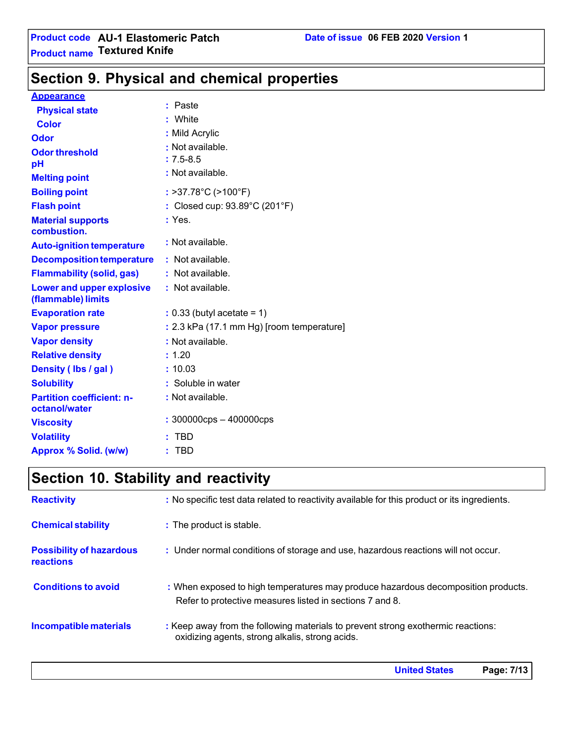## Section 9. Physical and chemical properties

| | |
|---|---|
| **Appearance** | |
| Physical state | : Paste |
| Color | : White |
| Odor | : Mild Acrylic |
| Odor threshold | : Not available. |
| pH | : 7.5-8.5 |
| Melting point | : Not available. |
| Boiling point | : >37.78°C (>100°F) |
| Flash point | : Closed cup: 93.89°C (201°F) |
| Material supports combustion. | : Yes. |
| Auto-ignition temperature | : Not available. |
| Decomposition temperature | : Not available. |
| Flammability (solid, gas) | : Not available. |
| Lower and upper explosive (flammable) limits | : Not available. |
| Evaporation rate | : 0.33 (butyl acetate = 1) |
| Vapor pressure | : 2.3 kPa (17.1 mm Hg) [room temperature] |
| Vapor density | : Not available. |
| Relative density | : 1.20 |
| Density ( lbs / gal ) | : 10.03 |
| Solubility | : Soluble in water |
| Partition coefficient: n-octanol/water | : Not available. |
| Viscosity | : 300000cps – 400000cps |
| Volatility | : TBD |
| Approx % Solid. (w/w) | : TBD |

## Section 10. Stability and reactivity

| | |
|---|---|
| Reactivity | : No specific test data related to reactivity available for this product or its ingredients. |
| Chemical stability | : The product is stable. |
| Possibility of hazardous reactions | : Under normal conditions of storage and use, hazardous reactions will not occur. |
| Conditions to avoid | : When exposed to high temperatures may produce hazardous decomposition products. Refer to protective measures listed in sections 7 and 8. |
| Incompatible materials | : Keep away from the following materials to prevent strong exothermic reactions: oxidizing agents, strong alkalis, strong acids. |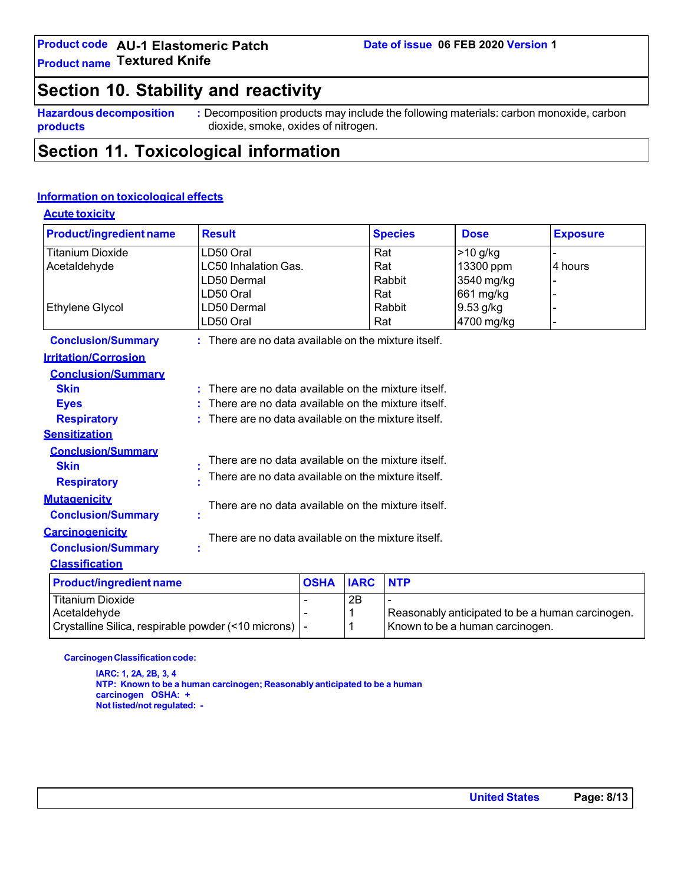## Section 10. Stability and reactivity

**Hazardous decomposition products** : Decomposition products may include the following materials: carbon monoxide, carbon dioxide, smoke, oxides of nitrogen.

## Section 11. Toxicological information

### Information on toxicological effects

#### Acute toxicity

| Product/ingredient name | Result | Species | Dose | Exposure |
|---|---|---|---|---|
| Titanium Dioxide | LD50 Oral | Rat | >10 g/kg | - |
| Acetaldehyde | LC50 Inhalation Gas. | Rat | 13300 ppm | 4 hours |
| | LD50 Dermal | Rabbit | 3540 mg/kg | - |
| | LD50 Oral | Rat | 661 mg/kg | - |
| Ethylene Glycol | LD50 Dermal | Rabbit | 9.53 g/kg | - |
| | LD50 Oral | Rat | 4700 mg/kg | - |

**Conclusion/Summary** : There are no data available on the mixture itself.

#### Irritation/Corrosion

**Conclusion/Summary**

**Skin** : There are no data available on the mixture itself.

**Eyes** : There are no data available on the mixture itself.

**Respiratory** : There are no data available on the mixture itself.

#### Sensitization

**Conclusion/Summary**

**Skin** : There are no data available on the mixture itself.

**Respiratory** : There are no data available on the mixture itself.

#### Mutagenicity

**Conclusion/Summary** : There are no data available on the mixture itself.

#### Carcinogenicity

**Conclusion/Summary** : There are no data available on the mixture itself.

#### Classification

| Product/ingredient name | OSHA | IARC | NTP |
|---|---|---|---|
| Titanium Dioxide | - | 2B | - |
| Acetaldehyde | - | 1 | Reasonably anticipated to be a human carcinogen. |
| Crystalline Silica, respirable powder (<10 microns) | - | 1 | Known to be a human carcinogen. |

**Carcinogen Classification code:**

**IARC: 1, 2A, 2B, 3, 4**
**NTP: Known to be a human carcinogen; Reasonably anticipated to be a human carcinogen OSHA: +**
**Not listed/not regulated: -**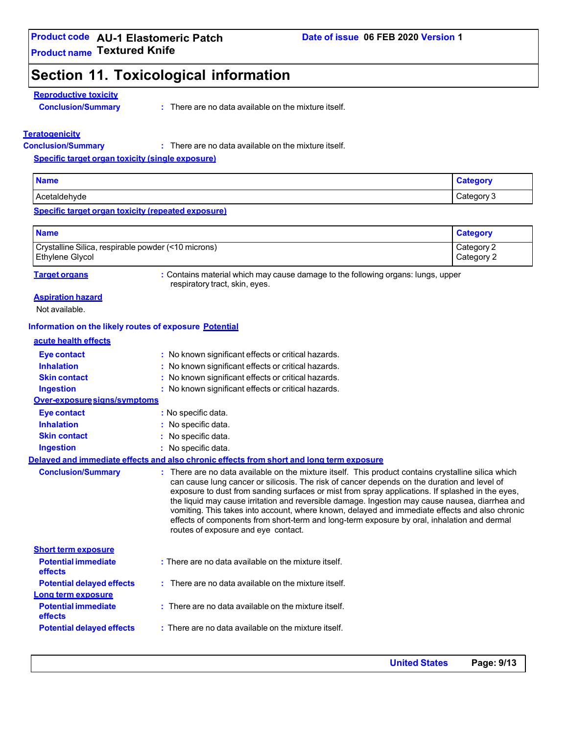# Section 11. Toxicological information

**Reproductive toxicity**

**Conclusion/Summary** : There are no data available on the mixture itself.

**Teratogenicity**

**Conclusion/Summary** : There are no data available on the mixture itself.

**Specific target organ toxicity (single exposure)**

| Name | Category |
|---|---|
| Acetaldehyde | Category 3 |

**Specific target organ toxicity (repeated exposure)**

| Name | Category |
|---|---|
| Crystalline Silica, respirable powder (<10 microns) | Category 2 |
| Ethylene Glycol | Category 2 |

**Target organs** : Contains material which may cause damage to the following organs: lungs, upper respiratory tract, skin, eyes.

**Aspiration hazard**

Not available.

**Information on the likely routes of exposure**

**Potential acute health effects**

**Eye contact** : No known significant effects or critical hazards.
**Inhalation** : No known significant effects or critical hazards.
**Skin contact** : No known significant effects or critical hazards.
**Ingestion** : No known significant effects or critical hazards.

**Over-exposure signs/symptoms**

**Eye contact** : No specific data.
**Inhalation** : No specific data.
**Skin contact** : No specific data.
**Ingestion** : No specific data.

**Delayed and immediate effects and also chronic effects from short and long term exposure**

**Conclusion/Summary** : There are no data available on the mixture itself. This product contains crystalline silica which can cause lung cancer or silicosis. The risk of cancer depends on the duration and level of exposure to dust from sanding surfaces or mist from spray applications. If splashed in the eyes, the liquid may cause irritation and reversible damage. Ingestion may cause nausea, diarrhea and vomiting. This takes into account, where known, delayed and immediate effects and also chronic effects of components from short-term and long-term exposure by oral, inhalation and dermal routes of exposure and eye contact.

**Short term exposure**

**Potential immediate effects** : There are no data available on the mixture itself.
**Potential delayed effects** : There are no data available on the mixture itself.

**Long term exposure**

**Potential immediate effects** : There are no data available on the mixture itself.
**Potential delayed effects** : There are no data available on the mixture itself.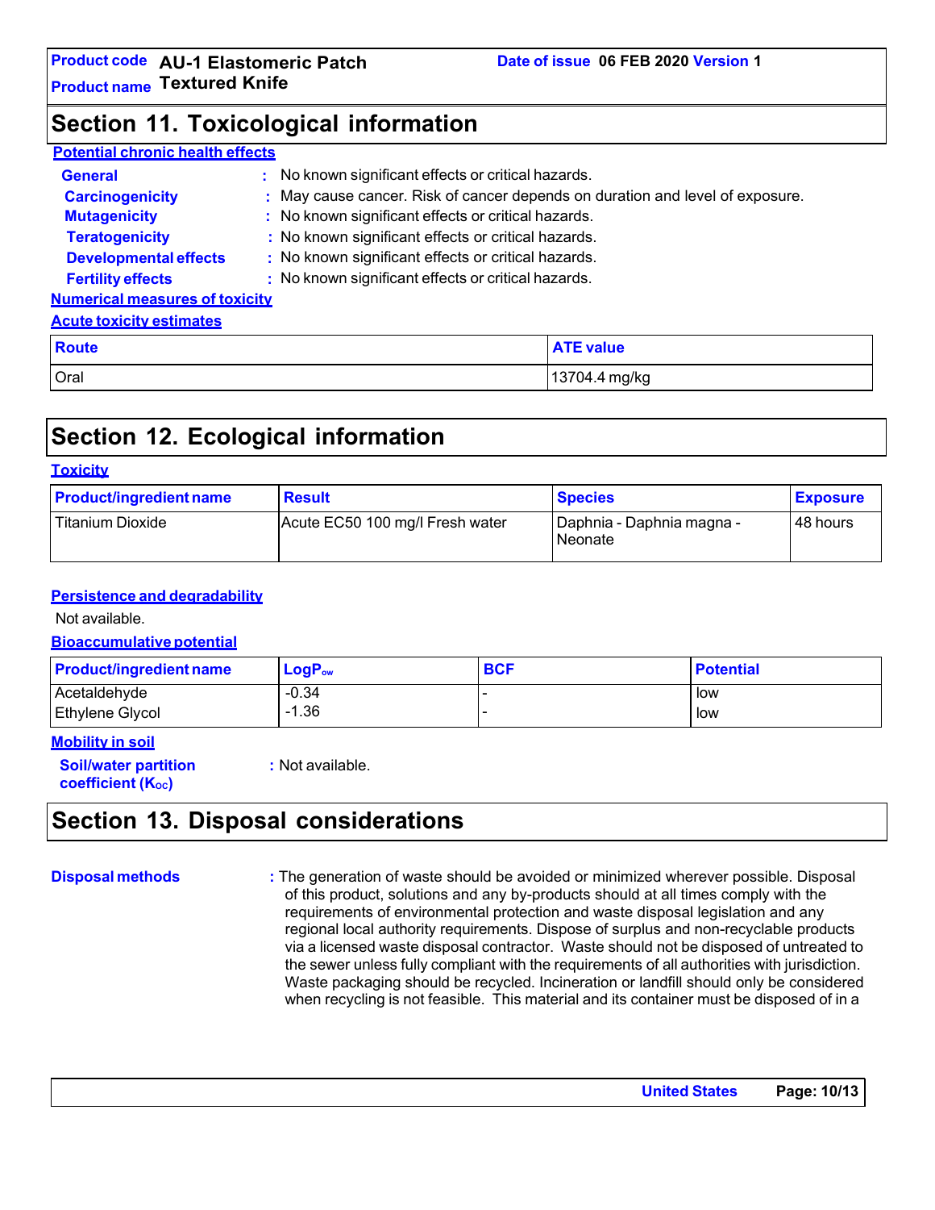## Section 11. Toxicological information

**Potential chronic health effects**

**General** : No known significant effects or critical hazards.

**Carcinogenicity** : May cause cancer. Risk of cancer depends on duration and level of exposure.

**Mutagenicity** : No known significant effects or critical hazards.

**Teratogenicity** : No known significant effects or critical hazards.

**Developmental effects** : No known significant effects or critical hazards.

**Fertility effects** : No known significant effects or critical hazards.

**Numerical measures of toxicity**

**Acute toxicity estimates**

| Route | ATE value |
|---|---|
| Oral | 13704.4 mg/kg |

## Section 12. Ecological information

**Toxicity**

| Product/ingredient name | Result | Species | Exposure |
|---|---|---|---|
| Titanium Dioxide | Acute EC50 100 mg/l Fresh water | Daphnia - Daphnia magna - Neonate | 48 hours |

**Persistence and degradability**

Not available.

**Bioaccumulative potential**

| Product/ingredient name | $LogP_{ow}$ | BCF | Potential |
|---|---|---|---|
| Acetaldehyde | -0.34 | - | low |
| Ethylene Glycol | -1.36 | - | low |

**Mobility in soil**

**Soil/water partition coefficient ($K_{OC}$)** : Not available.

## Section 13. Disposal considerations

**Disposal methods** : The generation of waste should be avoided or minimized wherever possible. Disposal of this product, solutions and any by-products should at all times comply with the requirements of environmental protection and waste disposal legislation and any regional local authority requirements. Dispose of surplus and non-recyclable products via a licensed waste disposal contractor. Waste should not be disposed of untreated to the sewer unless fully compliant with the requirements of all authorities with jurisdiction. Waste packaging should be recycled. Incineration or landfill should only be considered when recycling is not feasible. This material and its container must be disposed of in a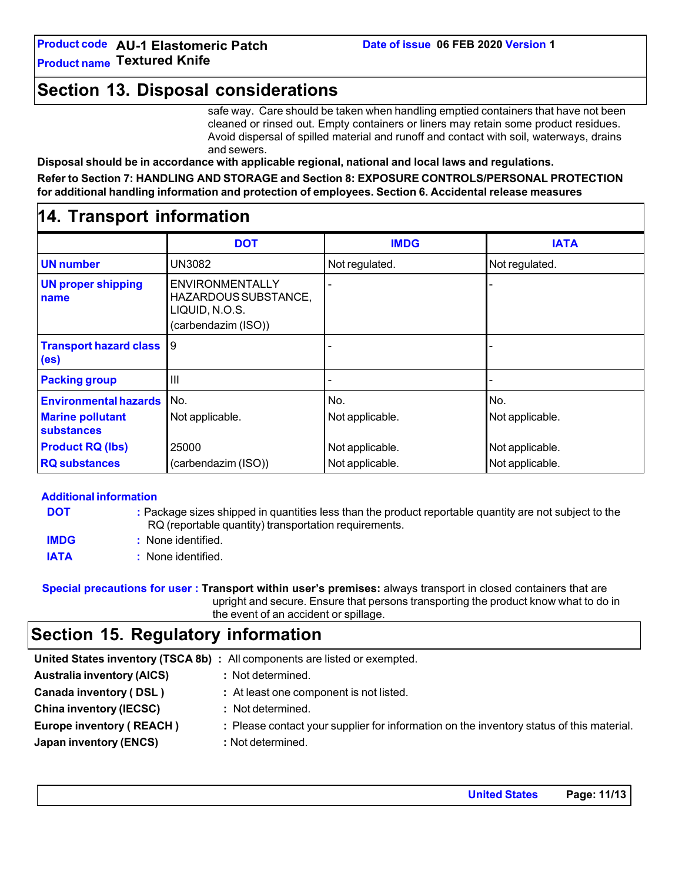## Section 13. Disposal considerations

safe way. Care should be taken when handling emptied containers that have not been cleaned or rinsed out. Empty containers or liners may retain some product residues. Avoid dispersal of spilled material and runoff and contact with soil, waterways, drains and sewers.

**Disposal should be in accordance with applicable regional, national and local laws and regulations.**

**Refer to Section 7: HANDLING AND STORAGE and Section 8: EXPOSURE CONTROLS/PERSONAL PROTECTION for additional handling information and protection of employees. Section 6. Accidental release measures**

## 14. Transport information

| | DOT | IMDG | IATA |
|---|---|---|---|
| **UN number** | UN3082 | Not regulated. | Not regulated. |
| **UN proper shipping name** | ENVIRONMENTALLY HAZARDOUS SUBSTANCE, LIQUID, N.O.S. (carbendazim (ISO)) | - | - |
| **Transport hazard class (es)** | 9 | - | - |
| **Packing group** | III | - | - |
| **Environmental hazards** | No. | No. | No. |
| **Marine pollutant substances** | Not applicable. | Not applicable. | Not applicable. |
| **Product RQ (lbs)** | 25000 | Not applicable. | Not applicable. |
| **RQ substances** | (carbendazim (ISO)) | Not applicable. | Not applicable. |

**Additional information**

**DOT** : Package sizes shipped in quantities less than the product reportable quantity are not subject to the RQ (reportable quantity) transportation requirements.

**IMDG** : None identified.

**IATA** : None identified.

**Special precautions for user** : **Transport within user's premises:** always transport in closed containers that are upright and secure. Ensure that persons transporting the product know what to do in the event of an accident or spillage.

## Section 15. Regulatory information

**United States inventory (TSCA 8b)** : All components are listed or exempted.

**Australia inventory (AICS)** : Not determined.

**Canada inventory ( DSL )** : At least one component is not listed.

**China inventory (IECSC)** : Not determined.

**Europe inventory ( REACH )** : Please contact your supplier for information on the inventory status of this material.

**Japan inventory (ENCS)** : Not determined.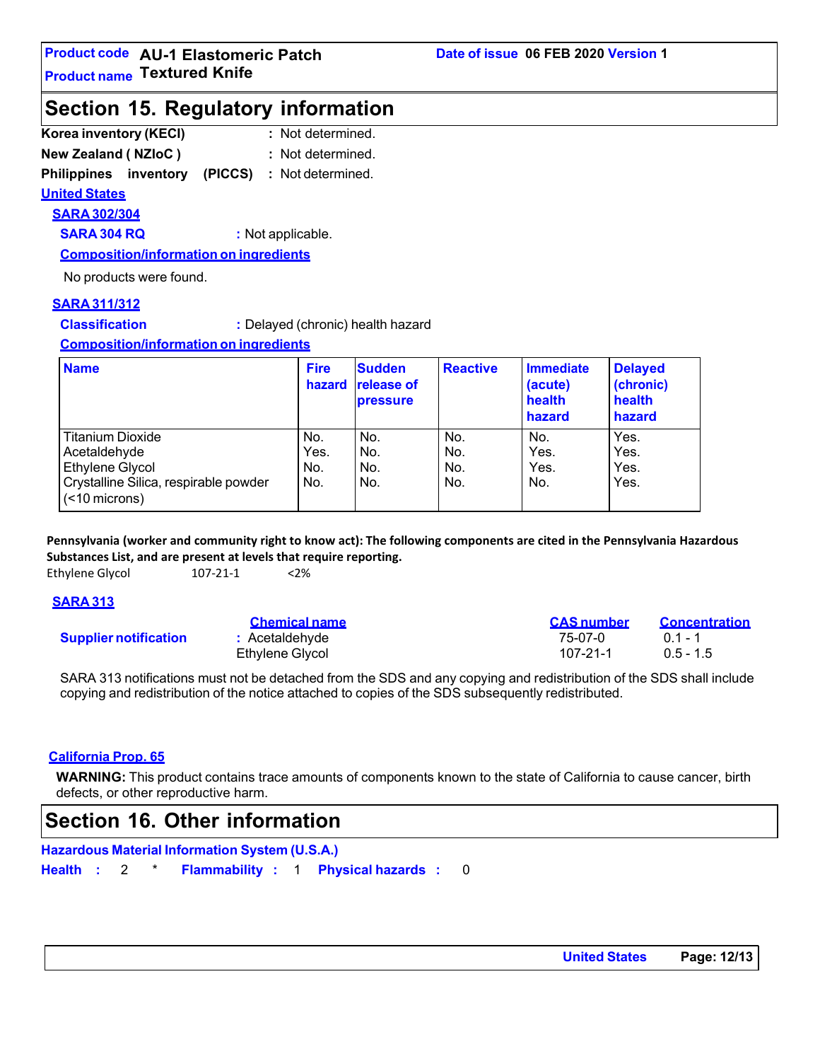## Section 15. Regulatory information

**Korea inventory (KECI)** : Not determined.

**New Zealand ( NZIoC )** : Not determined.

**Philippines inventory (PICCS)** : Not determined.

**United States**

**SARA 302/304**

**SARA 304 RQ** : Not applicable.

**Composition/information on ingredients**

No products were found.

**SARA 311/312**

**Classification** : Delayed (chronic) health hazard

**Composition/information on ingredients**

| Name | Fire hazard | Sudden release of pressure | Reactive | Immediate (acute) health hazard | Delayed (chronic) health hazard |
|---|---|---|---|---|---|
| Titanium Dioxide | No. | No. | No. | No. | Yes. |
| Acetaldehyde | Yes. | No. | No. | Yes. | Yes. |
| Ethylene Glycol | No. | No. | No. | Yes. | Yes. |
| Crystalline Silica, respirable powder (<10 microns) | No. | No. | No. | No. | Yes. |

**Pennsylvania (worker and community right to know act): The following components are cited in the Pennsylvania Hazardous Substances List, and are present at levels that require reporting.**

Ethylene Glycol 107-21-1 <2%

**SARA 313**

| | Chemical name | CAS number | Concentration |
|---|---|---|---|
| **Supplier notification** | Acetaldehyde | 75-07-0 | 0.1 - 1 |
| | Ethylene Glycol | 107-21-1 | 0.5 - 1.5 |

SARA 313 notifications must not be detached from the SDS and any copying and redistribution of the SDS shall include copying and redistribution of the notice attached to copies of the SDS subsequently redistributed.

**California Prop. 65**

**WARNING:** This product contains trace amounts of components known to the state of California to cause cancer, birth defects, or other reproductive harm.

## Section 16. Other information

**Hazardous Material Information System (U.S.A.)**

**Health** : 2 * **Flammability** : 1 **Physical hazards** : 0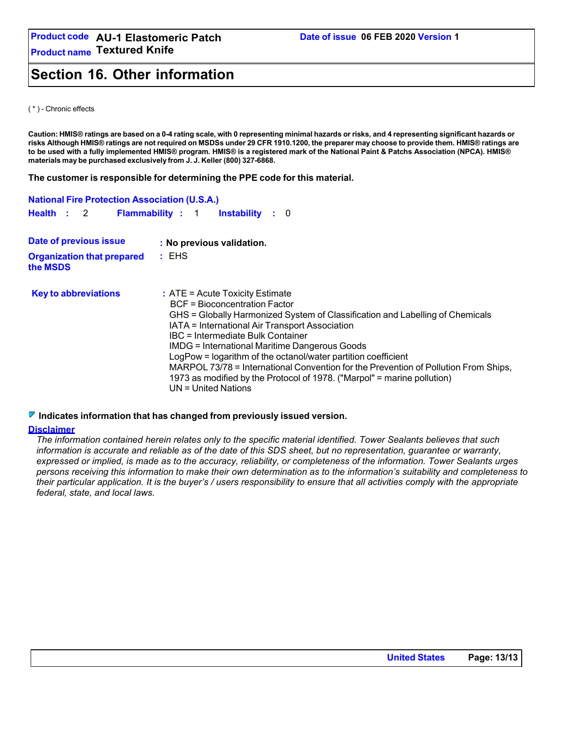## Section 16. Other information

( * ) - Chronic effects

**Caution: HMIS® ratings are based on a 0-4 rating scale, with 0 representing minimal hazards or risks, and 4 representing significant hazards or risks Although HMIS® ratings are not required on MSDSs under 29 CFR 1910.1200, the preparer may choose to provide them. HMIS® ratings are to be used with a fully implemented HMIS® program. HMIS® is a registered mark of the National Paint & Patchs Association (NPCA). HMIS® materials may be purchased exclusively from J. J. Keller (800) 327-6868.**

**The customer is responsible for determining the PPE code for this material.**

**National Fire Protection Association (U.S.A.)**

**Health** : 2 **Flammability** : 1 **Instability** : 0

**Date of previous issue** : **No previous validation.**

**Organization that prepared the MSDS** : EHS

**Key to abbreviations** : ATE = Acute Toxicity Estimate
BCF = Bioconcentration Factor
GHS = Globally Harmonized System of Classification and Labelling of Chemicals
IATA = International Air Transport Association
IBC = Intermediate Bulk Container
IMDG = International Maritime Dangerous Goods
LogPow = logarithm of the octanol/water partition coefficient
MARPOL 73/78 = International Convention for the Prevention of Pollution From Ships, 1973 as modified by the Protocol of 1978. ("Marpol" = marine pollution)
UN = United Nations

**Indicates information that has changed from previously issued version.**

**Disclaimer**

*The information contained herein relates only to the specific material identified. Tower Sealants believes that such information is accurate and reliable as of the date of this SDS sheet, but no representation, guarantee or warranty, expressed or implied, is made as to the accuracy, reliability, or completeness of the information. Tower Sealants urges persons receiving this information to make their own determination as to the information's suitability and completeness to their particular application. It is the buyer's / users responsibility to ensure that all activities comply with the appropriate federal, state, and local laws.*